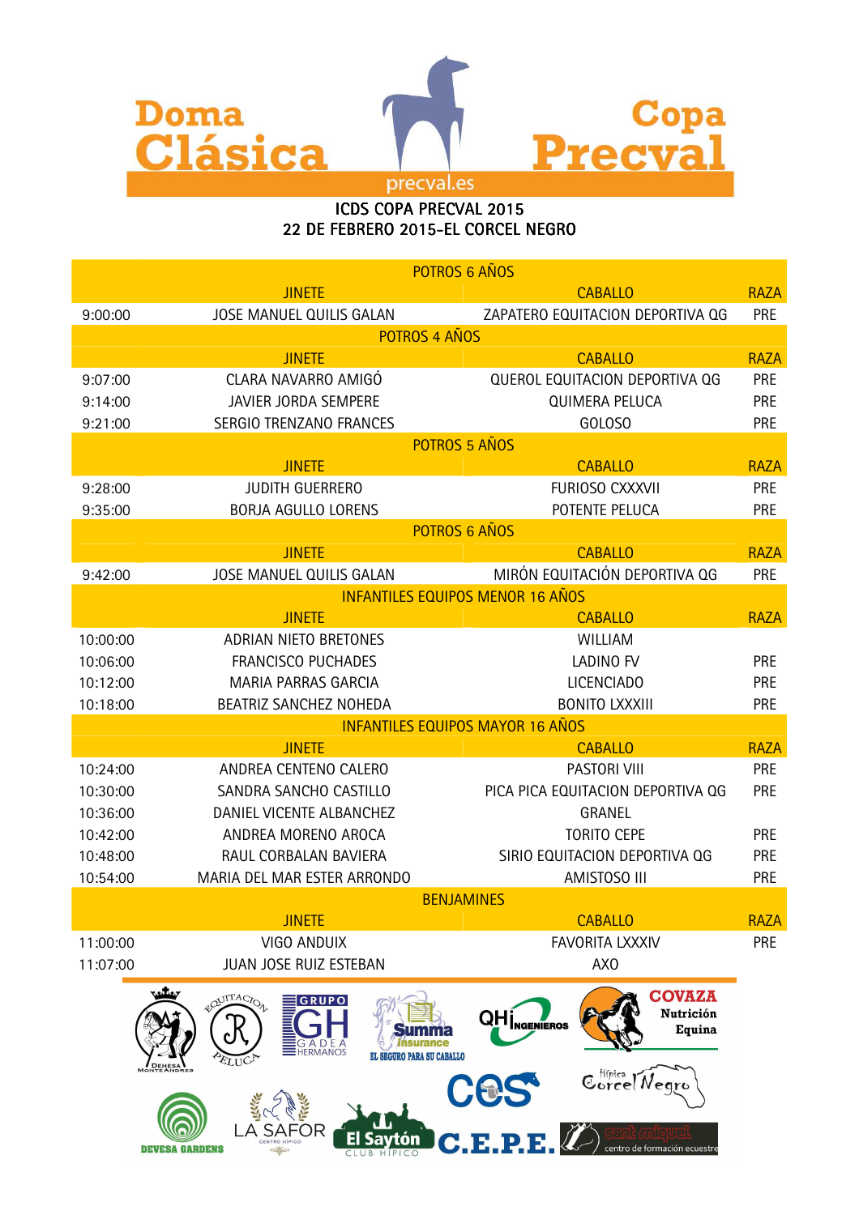# Doma Clásica Copa Precval

precval.es

## ICDS COPA PRECVAL 2015
## 22 DE FEBRERO 2015-EL CORCEL NEGRO

| | POTROS 6 AÑOS | | |
|---|---|---|---|
| | JINETE | CABALLO | RAZA |
| 9:00:00 | JOSE MANUEL QUILIS GALAN | ZAPATERO EQUITACION DEPORTIVA QG | PRE |
| | POTROS 4 AÑOS | | |
| | JINETE | CABALLO | RAZA |
| 9:07:00 | CLARA NAVARRO AMIGÓ | QUEROL EQUITACION DEPORTIVA QG | PRE |
| 9:14:00 | JAVIER JORDA SEMPERE | QUIMERA PELUCA | PRE |
| 9:21:00 | SERGIO TRENZANO FRANCES | GOLOSO | PRE |
| | POTROS 5 AÑOS | | |
| | JINETE | CABALLO | RAZA |
| 9:28:00 | JUDITH GUERRERO | FURIOSO CXXXVII | PRE |
| 9:35:00 | BORJA AGULLO LORENS | POTENTE PELUCA | PRE |
| | POTROS 6 AÑOS | | |
| | JINETE | CABALLO | RAZA |
| 9:42:00 | JOSE MANUEL QUILIS GALAN | MIRÓN EQUITACIÓN DEPORTIVA QG | PRE |
| | INFANTILES EQUIPOS MENOR 16 AÑOS | | |
| | JINETE | CABALLO | RAZA |
| 10:00:00 | ADRIAN NIETO BRETONES | WILLIAM | |
| 10:06:00 | FRANCISCO PUCHADES | LADINO FV | PRE |
| 10:12:00 | MARIA PARRAS GARCIA | LICENCIADO | PRE |
| 10:18:00 | BEATRIZ SANCHEZ NOHEDA | BONITO LXXXIII | PRE |
| | INFANTILES EQUIPOS MAYOR 16 AÑOS | | |
| | JINETE | CABALLO | RAZA |
| 10:24:00 | ANDREA CENTENO CALERO | PASTORI VIII | PRE |
| 10:30:00 | SANDRA SANCHO CASTILLO | PICA PICA EQUITACION DEPORTIVA QG | PRE |
| 10:36:00 | DANIEL VICENTE ALBANCHEZ | GRANEL | |
| 10:42:00 | ANDREA MORENO AROCA | TORITO CEPE | PRE |
| 10:48:00 | RAUL CORBALAN BAVIERA | SIRIO EQUITACION DEPORTIVA QG | PRE |
| 10:54:00 | MARIA DEL MAR ESTER ARRONDO | AMISTOSO III | PRE |
| | BENJAMINES | | |
| | JINETE | CABALLO | RAZA |
| 11:00:00 | VIGO ANDUIX | FAVORITA LXXXIV | PRE |
| 11:07:00 | JUAN JOSE RUIZ ESTEBAN | AXO | |

Dehesa Monte Andrés · Equitación Peluca · Grupo GH Gadea Hermanos · Summa Insurance – El seguro para su caballo · QH Ingenieros · Covaza Nutrición Equina · CES · Hípica Corcel Negro · Devesa Gardens · La Safor Centro Hípico · El Saytón Club Hípico · C.E.P.E. · Sant Miquel centro de formación ecuestre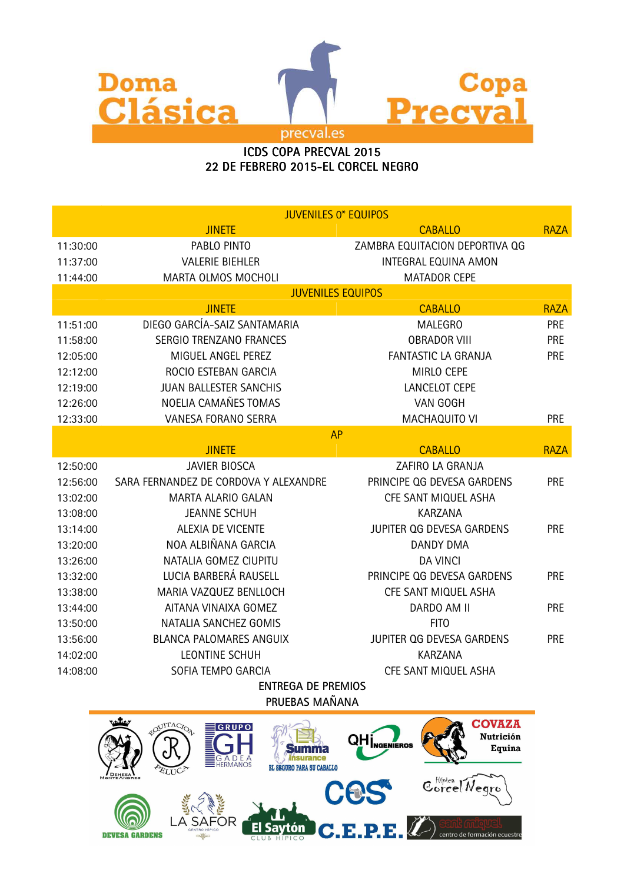# Doma Clásica Copa Precval

precval.es

ICDS COPA PRECVAL 2015
22 DE FEBRERO 2015-EL CORCEL NEGRO

| | JUVENILES 0* EQUIPOS | | |
|---|---|---|---|
| | JINETE | CABALLO | RAZA |
| 11:30:00 | PABLO PINTO | ZAMBRA EQUITACION DEPORTIVA QG | |
| 11:37:00 | VALERIE BIEHLER | INTEGRAL EQUINA AMON | |
| 11:44:00 | MARTA OLMOS MOCHOLI | MATADOR CEPE | |
| | JUVENILES EQUIPOS | | |
| | JINETE | CABALLO | RAZA |
| 11:51:00 | DIEGO GARCÍA-SAIZ SANTAMARIA | MALEGRO | PRE |
| 11:58:00 | SERGIO TRENZANO FRANCES | OBRADOR VIII | PRE |
| 12:05:00 | MIGUEL ANGEL PEREZ | FANTASTIC LA GRANJA | PRE |
| 12:12:00 | ROCIO ESTEBAN GARCIA | MIRLO CEPE | |
| 12:19:00 | JUAN BALLESTER SANCHIS | LANCELOT CEPE | |
| 12:26:00 | NOELIA CAMAÑES TOMAS | VAN GOGH | |
| 12:33:00 | VANESA FORANO SERRA | MACHAQUITO VI | PRE |
| | AP | | |
| | JINETE | CABALLO | RAZA |
| 12:50:00 | JAVIER BIOSCA | ZAFIRO LA GRANJA | |
| 12:56:00 | SARA FERNANDEZ DE CORDOVA Y ALEXANDRE | PRINCIPE QG DEVESA GARDENS | PRE |
| 13:02:00 | MARTA ALARIO GALAN | CFE SANT MIQUEL ASHA | |
| 13:08:00 | JEANNE SCHUH | KARZANA | |
| 13:14:00 | ALEXIA DE VICENTE | JUPITER QG DEVESA GARDENS | PRE |
| 13:20:00 | NOA ALBIÑANA GARCIA | DANDY DMA | |
| 13:26:00 | NATALIA GOMEZ CIUPITU | DA VINCI | |
| 13:32:00 | LUCIA BARBERÁ RAUSELL | PRINCIPE QG DEVESA GARDENS | PRE |
| 13:38:00 | MARIA VAZQUEZ BENLLOCH | CFE SANT MIQUEL ASHA | |
| 13:44:00 | AITANA VINAIXA GOMEZ | DARDO AM II | PRE |
| 13:50:00 | NATALIA SANCHEZ GOMIS | FITO | |
| 13:56:00 | BLANCA PALOMARES ANGUIX | JUPITER QG DEVESA GARDENS | PRE |
| 14:02:00 | LEONTINE SCHUH | KARZANA | |
| 14:08:00 | SOFIA TEMPO GARCIA | CFE SANT MIQUEL ASHA | |

ENTREGA DE PREMIOS
PRUEBAS MAÑANA

Dehesa Monte Andrés · Equitación Peluca · Grupo GH Gadea Hermanos · Summa Insurance – El seguro para su caballo · QHI Ingenieros · Covaza Nutrición Equina · C.E.S · Hípica Corcel Negro · Devesa Gardens · La Safor Centro Hípico · El Saytón Club Hípico · C.E.P.E. · Sant Miquel centro de formación ecuestre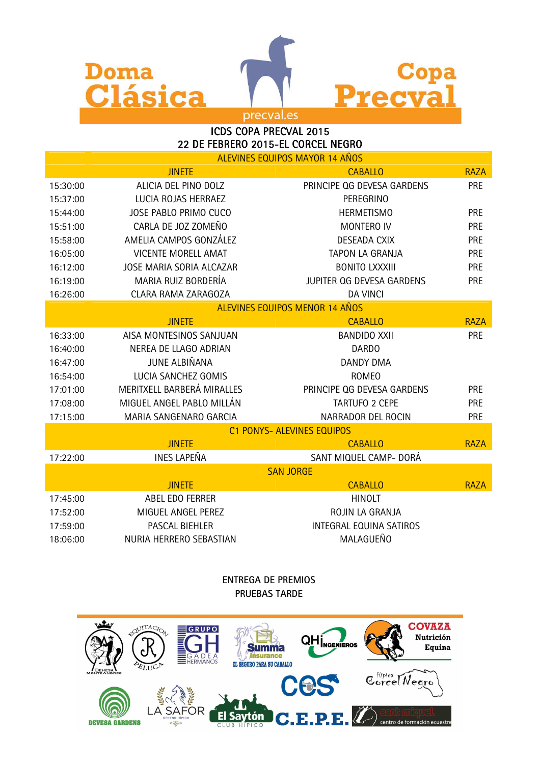Doma Clásica

Copa Precval

precval.es

## ICDS COPA PRECVAL 2015
## 22 DE FEBRERO 2015-EL CORCEL NEGRO

| | | | |
|---|---|---|---|
| | ALEVINES EQUIPOS MAYOR 14 AÑOS | | |
| | JINETE | CABALLO | RAZA |
| 15:30:00 | ALICIA DEL PINO DOLZ | PRINCIPE QG DEVESA GARDENS | PRE |
| 15:37:00 | LUCIA ROJAS HERRAEZ | PEREGRINO | |
| 15:44:00 | JOSE PABLO PRIMO CUCO | HERMETISMO | PRE |
| 15:51:00 | CARLA DE JOZ ZOMEÑO | MONTERO IV | PRE |
| 15:58:00 | AMELIA CAMPOS GONZÁLEZ | DESEADA CXIX | PRE |
| 16:05:00 | VICENTE MORELL AMAT | TAPON LA GRANJA | PRE |
| 16:12:00 | JOSE MARIA SORIA ALCAZAR | BONITO LXXXIII | PRE |
| 16:19:00 | MARIA RUIZ BORDERÍA | JUPITER QG DEVESA GARDENS | PRE |
| 16:26:00 | CLARA RAMA ZARAGOZA | DA VINCI | |
| | ALEVINES EQUIPOS MENOR 14 AÑOS | | |
| | JINETE | CABALLO | RAZA |
| 16:33:00 | AISA MONTESINOS SANJUAN | BANDIDO XXII | PRE |
| 16:40:00 | NEREA DE LLAGO ADRIAN | DARDO | |
| 16:47:00 | JUNE ALBIÑANA | DANDY DMA | |
| 16:54:00 | LUCIA SANCHEZ GOMIS | ROMEO | |
| 17:01:00 | MERITXELL BARBERÁ MIRALLES | PRINCIPE QG DEVESA GARDENS | PRE |
| 17:08:00 | MIGUEL ANGEL PABLO MILLÁN | TARTUFO 2 CEPE | PRE |
| 17:15:00 | MARIA SANGENARO GARCIA | NARRADOR DEL ROCIN | PRE |
| | C1 PONYS- ALEVINES EQUIPOS | | |
| | JINETE | CABALLO | RAZA |
| 17:22:00 | INES LAPEÑA | SANT MIQUEL CAMP- DORÁ | |
| | SAN JORGE | | |
| | JINETE | CABALLO | RAZA |
| 17:45:00 | ABEL EDO FERRER | HINOLT | |
| 17:52:00 | MIGUEL ANGEL PEREZ | ROJIN LA GRANJA | |
| 17:59:00 | PASCAL BIEHLER | INTEGRAL EQUINA SATIROS | |
| 18:06:00 | NURIA HERRERO SEBASTIAN | MALAGUEÑO | |

ENTREGA DE PREMIOS
PRUEBAS TARDE

Dehesa Monte Andres · Equitación R Peluca · Grupo GH Gadea Hermanos · Summa Insurance – El seguro para su caballo · QH Ingenieros · Covaza Nutrición Equina · CES · Hípica Corcel Negro · Devesa Gardens · La Safor Centro Hípico · El Saytón Club Hípico · C.E.P.E. · Sant Miquel centro de formación ecuestre